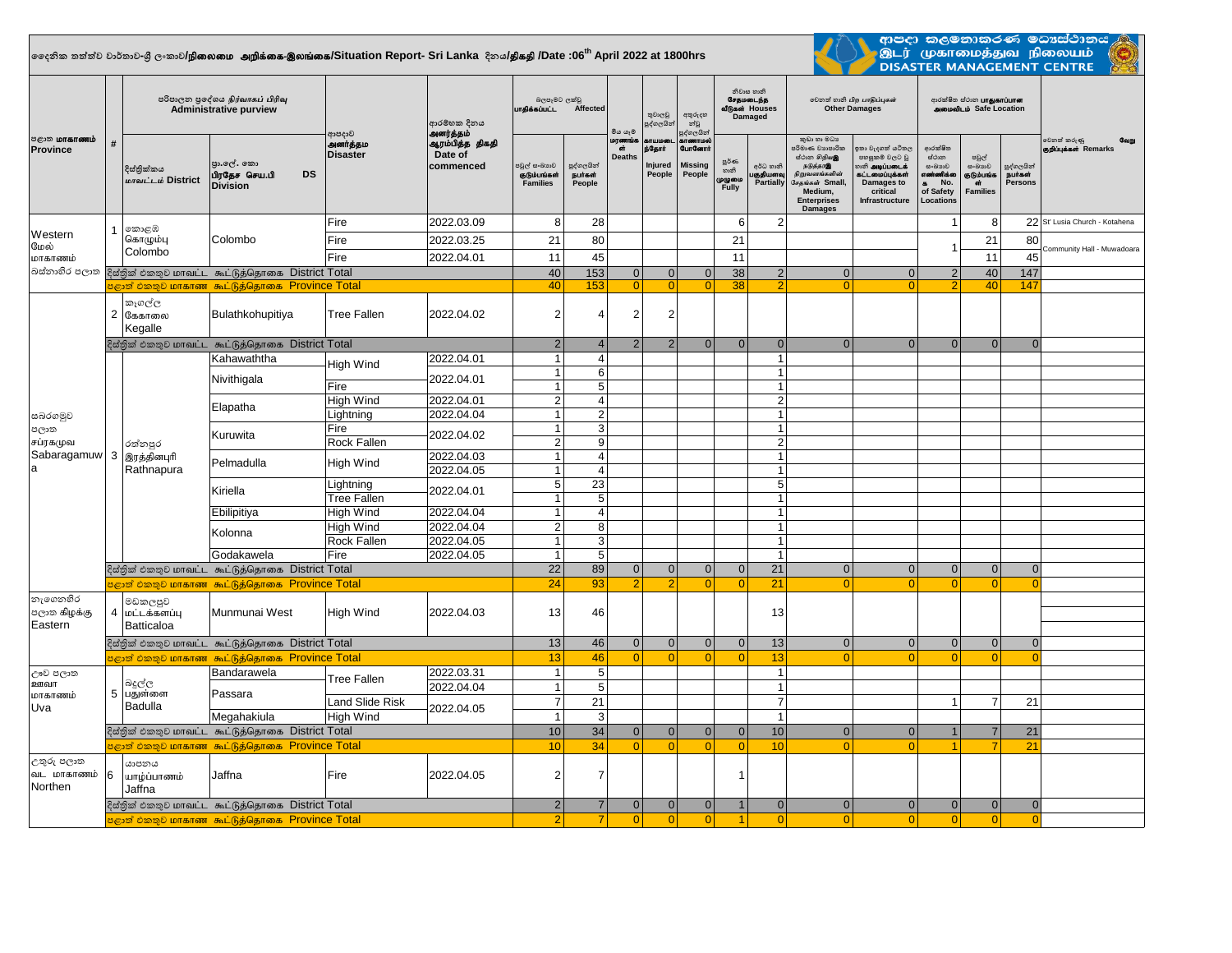# දෛනික තත්ත්ව වාර්තාව-ශ්‍රී ලංකාව/நிலைமை அறிக்கை-இலங்கை/Situation Report- Sri Lanka දිනය/திகதி /Date :06th April 2022 at 1800hrs

ආපදා කළමනාකරණ මධ්‍යස්ථානය / இடர் முகாமைத்துவ நிலையம் / DISASTER MANAGEMENT CENTRE

| පළාත මාකාණம் Province | # | පරිපාලන ප්‍රදේශය நிர்வாகப் பிரிவு Administrative purview | | ආපදාව அனர்த்தம Disaster | ආරම්භක දිනය அனர்த்தம் ஆரம்பித்த திகதி Date of commenced | බලපෑමට ලක්වූ பாதிக்கப்பட்ட Affected | | මිය යෑම் மரணங்கள் Deaths | තුවාලවූ පුද්ගලයින් காயமடைந்தோர் Injured People | අතුරුදහන් වූ පුද්ගලයින් காணாமல் போனோர் Missing People | නිවාස හානි சேதமடைந்த வீடுகள் Houses Damaged | | වෙනත් හානි பிற பாதிப்புகள் Other Damages | | ආරක්ෂිත ස්ථාන பாதுகாப்பான அமைவிடம் Safe Location | | | වෙනත් කරුණු வேறு குறிப்புக்கள் Remarks |
|---|---|---|---|---|---|---|---|---|---|---|---|---|---|---|---|---|---|---|
| | | දිස්ත්‍රික්කය மாவட்டம் District | ප්‍රා.ලේ. කො பிரதேச செய.பி DS Division | | | පවුල් සංඛ්‍යාව குடும்பங்கள் Families | පුද්ගලයින් நபர்கள் People | | | | පූර්ණ හානි முழுமை Fully | අර්ධ හානි பகுதியளவு Partially | කුඩා හා මධ්‍ය පරිමාණ ව්‍යාපාරික ස්ථාන සිදුවූ හානි சிறு மற்றும் நடுத்தர தொழில் நிறுவனங்களின் சேதங்கள் Small, Medium, Enterprises Damages | ඉතා වැදගත් යටිතල පහසුකම් වලට වූ හානි அடிப்படைக் கட்டமைப்புகள் Damages to critical Infrastructure | ආරක්ෂිත ස්ථාන සංඛ්‍යාව எண்ணிக்கை No. of Safety Locations | පවුල් සංඛ්‍යාව குடும்பங்கள் Families | පුද්ගලයින් நபர்கள் Persons | |
| Western මෙල් மாகாணம் බස්නාහිර පළාත | 1 | කොළඹ கொழும்பு Colombo | Colombo | Fire | 2022.03.09 | 8 | 28 | | | | 6 | 2 | | | 1 | 8 | 22 | St' Lusia Church - Kotahena |
| | | | | Fire | 2022.03.25 | 21 | 80 | | | | 21 | | | | 1 | 21 | 80 | Community Hall - Muwadoara |
| | | | | Fire | 2022.04.01 | 11 | 45 | | | | 11 | | | | | 11 | 45 | |
| | | දිස්ත්‍රික් එකතුව மாவட்ட கூட்டுத்தொகை District Total | | | | 40 | 153 | 0 | 0 | 0 | 38 | 2 | 0 | 0 | 2 | 40 | 147 | |
| | | පළාත් එකතුව மாகாண கூட்டுத்தொகை Province Total | | | | 40 | 153 | 0 | 0 | 0 | 38 | 2 | 0 | 0 | 2 | 40 | 147 | |
| සබරගමුව පළාත சப்ரகமுவ Sabaragamuwa | 2 | කෑගල්ල கேகாலை Kegalle | Bulathkohupitiya | Tree Fallen | 2022.04.02 | 2 | 4 | 2 | 2 | | | | | | | | | |
| | | දිස්ත්‍රික් එකතුව மாவட்ட கூட்டுத்தொகை District Total | | | | 2 | 4 | 2 | 2 | 0 | 0 | 0 | 0 | 0 | 0 | 0 | 0 | |
| | 3 | රත්නපුර இரத்தினபுரி Rathnapura | Kahawaththa | High Wind | 2022.04.01 | 1 | 4 | | | | | 1 | | | | | | |
| | | | Nivithigala | High Wind | 2022.04.01 | 1 | 6 | | | | | 1 | | | | | | |
| | | | | Fire | | 1 | 5 | | | | | 1 | | | | | | |
| | | | Elapatha | High Wind | 2022.04.01 | 2 | 4 | | | | | 2 | | | | | | |
| | | | | Lightning | 2022.04.04 | 1 | 2 | | | | | 1 | | | | | | |
| | | | Kuruwita | Fire | 2022.04.02 | 1 | 3 | | | | | 1 | | | | | | |
| | | | | Rock Fallen | | 2 | 9 | | | | | 2 | | | | | | |
| | | | Pelmadulla | High Wind | 2022.04.03 | 1 | 4 | | | | | 1 | | | | | | |
| | | | | | 2022.04.05 | 1 | 4 | | | | | 1 | | | | | | |
| | | | Kiriella | Lightning | 2022.04.01 | 5 | 23 | | | | | 5 | | | | | | |
| | | | | Tree Fallen | | 1 | 5 | | | | | 1 | | | | | | |
| | | | Ebilipitiya | High Wind | 2022.04.04 | 1 | 4 | | | | | 1 | | | | | | |
| | | | Kolonna | High Wind | 2022.04.04 | 2 | 8 | | | | | 1 | | | | | | |
| | | | | Rock Fallen | 2022.04.05 | 1 | 3 | | | | | 1 | | | | | | |
| | | | Godakawela | Fire | 2022.04.05 | 1 | 5 | | | | | 1 | | | | | | |
| | | දිස්ත්‍රික් එකතුව மாவட்ட கூட்டுத்தொகை District Total | | | | 22 | 89 | 0 | 0 | 0 | 0 | 21 | 0 | 0 | 0 | 0 | 0 | |
| | | පළාත් එකතුව மாகாண கூட்டுத்தொகை Province Total | | | | 24 | 93 | 2 | 2 | 0 | 0 | 21 | 0 | 0 | 0 | 0 | 0 | |
| නැගෙනහිර පළාත கிழக்கு Eastern | 4 | මඩකලපුව மட்டக்களப்பு Batticaloa | Munmunai West | High Wind | 2022.04.03 | 13 | 46 | | | | | 13 | | | | | | |
| | | දිස්ත්‍රික් එකතුව மாவட்ட கூட்டுத்தொகை District Total | | | | 13 | 46 | 0 | 0 | 0 | 0 | 13 | 0 | 0 | 0 | 0 | 0 | |
| | | පළාත් එකතුව மாகாண கூட்டுத்தொகை Province Total | | | | 13 | 46 | 0 | 0 | 0 | 0 | 13 | 0 | 0 | 0 | 0 | 0 | |
| ඌව පළාත ஊவா மாகாணம் Uva | 5 | බදුල්ල பதுள்ளை Badulla | Bandarawela | Tree Fallen | 2022.03.31 | 1 | 5 | | | | | 1 | | | | | | |
| | | | Passara | | 2022.04.04 | 1 | 5 | | | | | 1 | | | | | | |
| | | | | Land Slide Risk | 2022.04.05 | 7 | 21 | | | | | 7 | | | 1 | 7 | 21 | |
| | | | Megahakiula | High Wind | | 1 | 3 | | | | | 1 | | | | | | |
| | | දිස්ත්‍රික් එකතුව மாவட்ட கூட்டுத்தொகை District Total | | | | 10 | 34 | 0 | 0 | 0 | 0 | 10 | 0 | 0 | 1 | 7 | 21 | |
| | | පළාත් එකතුව மாகாண கூட்டுத்தொகை Province Total | | | | 10 | 34 | 0 | 0 | 0 | 0 | 10 | 0 | 0 | 1 | 7 | 21 | |
| උතුරු පළාත வட மாகாணம் Northen | 6 | යාපනය யாழ்ப்பாணம் Jaffna | Jaffna | Fire | 2022.04.05 | 2 | 7 | | | | 1 | | | | | | | |
| | | දිස්ත්‍රික් එකතුව மாவட்ட கூட்டுத்தொகை District Total | | | | 2 | 7 | 0 | 0 | 0 | 1 | 0 | 0 | 0 | 0 | 0 | 0 | |
| | | පළාත් එකතුව மாகாண கூட்டுத்தொகை Province Total | | | | 2 | 7 | 0 | 0 | 0 | 1 | 0 | 0 | 0 | 0 | 0 | 0 | |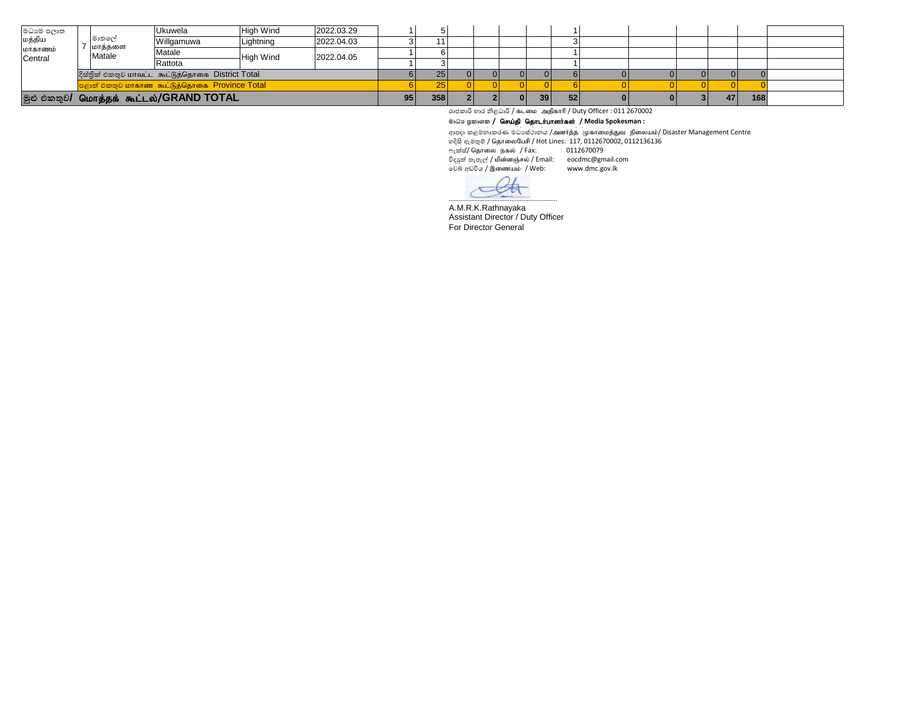| | | | | | | | | | | | | | | | | | | |
|---|---|---|---|---|---|---|---|---|---|---|---|---|---|---|---|---|---|---|
| මධ්‍යම පළාත மத்திய மாகாணம் Central | 7 | මාතලේ மாத்தளை Matale | Ukuwela | High Wind | 2022.03.29 | 1 | 5 | | | | | 1 | | | | | | |
| | | | Willgamuwa | Lightning | 2022.04.03 | 3 | 11 | | | | | 3 | | | | | | |
| | | | Matale | High Wind | 2022.04.05 | 1 | 6 | | | | | 1 | | | | | | |
| | | | Rattota | | | 1 | 3 | | | | | 1 | | | | | | |
| | | දිස්ත්‍රික් එකතුව மாவட்ட கூட்டுத்தொகை District Total | | | | 6 | 25 | 0 | 0 | 0 | 0 | 6 | 0 | 0 | 0 | 0 | 0 | |
| | | පළාත් එකතුව மாகாண கூட்டுத்தொகை Province Total | | | | 6 | 25 | 0 | 0 | 0 | 0 | 6 | 0 | 0 | 0 | 0 | 0 | |
| **මුළු එකතුව/ மொத்தக் கூட்டல்/GRAND TOTAL** | | | | | | **95** | **358** | **2** | **2** | **0** | **39** | **52** | **0** | **0** | **3** | **47** | **168** | |

රාජකාරි භාර නිළධාරි / கடமை அதிகாரி / Duty Officer : 011 2670002

**මාධ්‍ය ප්‍රකාශක / செய்தி தொடர்பாளர்கள் / Media Spokesman :**

ආපදා කළමනාකරණ මධ්‍යස්ථානය /அனர்த்த முகாமைத்துவ நிலையம்/ Disaster Management Centre

හදිසි ඇමතුම් / தொலைபேசி / Hot Lines: 117, 0112670002, 0112136136

ෆැක්ස්/ தொலை நகல் / Fax: 0112670079

විද්‍යුත් තැපැල් / மின்னஞ்சல் / Email: eocdmc@gmail.com

වෙබ් අඩවිය / இணையம் / Web: www.dmc.gov.lk

A.M.R.K.Rathnayaka
Assistant Director / Duty Officer
For Director General